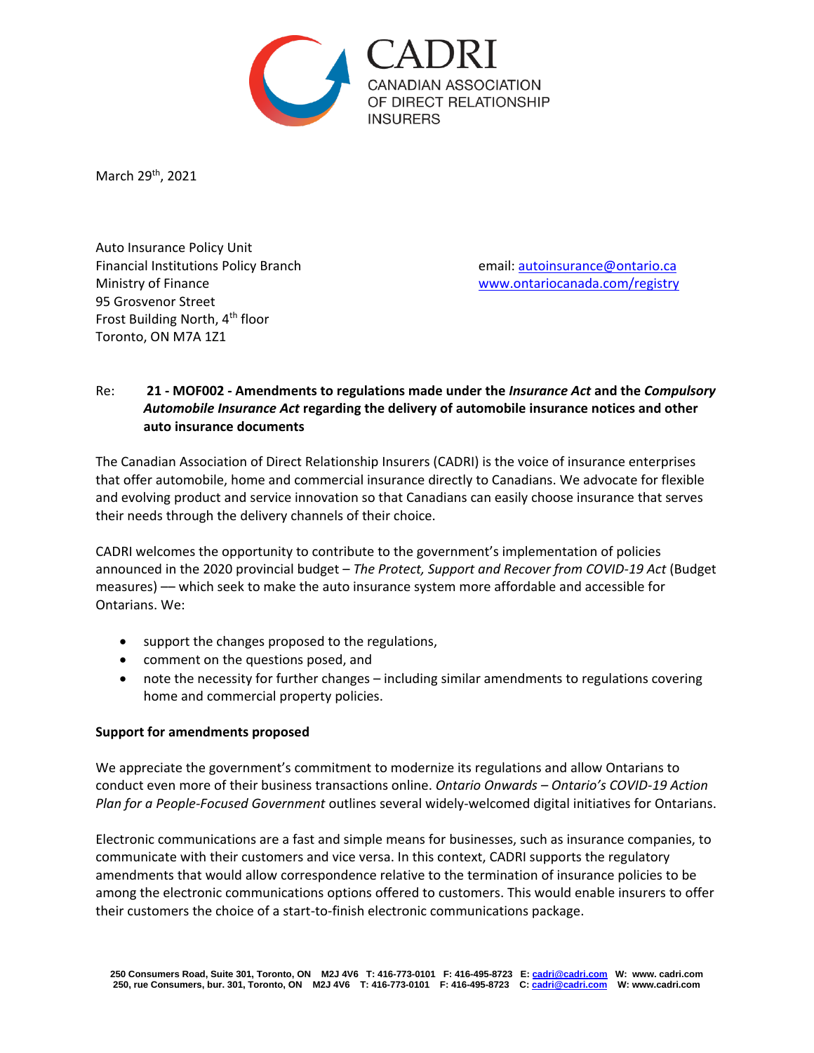CADRI
CANADIAN ASSOCIATION OF DIRECT RELATIONSHIP INSURERS

March 29th, 2021

Auto Insurance Policy Unit
Financial Institutions Policy Branch
Ministry of Finance
95 Grosvenor Street
Frost Building North, 4th floor
Toronto, ON M7A 1Z1

email: autoinsurance@ontario.ca
www.ontariocanada.com/registry

Re: **21 - MOF002 - Amendments to regulations made under the *Insurance Act* and the *Compulsory Automobile Insurance Act* regarding the delivery of automobile insurance notices and other auto insurance documents**

The Canadian Association of Direct Relationship Insurers (CADRI) is the voice of insurance enterprises that offer automobile, home and commercial insurance directly to Canadians. We advocate for flexible and evolving product and service innovation so that Canadians can easily choose insurance that serves their needs through the delivery channels of their choice.

CADRI welcomes the opportunity to contribute to the government's implementation of policies announced in the 2020 provincial budget – *The Protect, Support and Recover from COVID-19 Act* (Budget measures) –– which seek to make the auto insurance system more affordable and accessible for Ontarians. We:

- support the changes proposed to the regulations,
- comment on the questions posed, and
- note the necessity for further changes – including similar amendments to regulations covering home and commercial property policies.

**Support for amendments proposed**

We appreciate the government's commitment to modernize its regulations and allow Ontarians to conduct even more of their business transactions online. *Ontario Onwards – Ontario's COVID-19 Action Plan for a People-Focused Government* outlines several widely-welcomed digital initiatives for Ontarians.

Electronic communications are a fast and simple means for businesses, such as insurance companies, to communicate with their customers and vice versa. In this context, CADRI supports the regulatory amendments that would allow correspondence relative to the termination of insurance policies to be among the electronic communications options offered to customers. This would enable insurers to offer their customers the choice of a start-to-finish electronic communications package.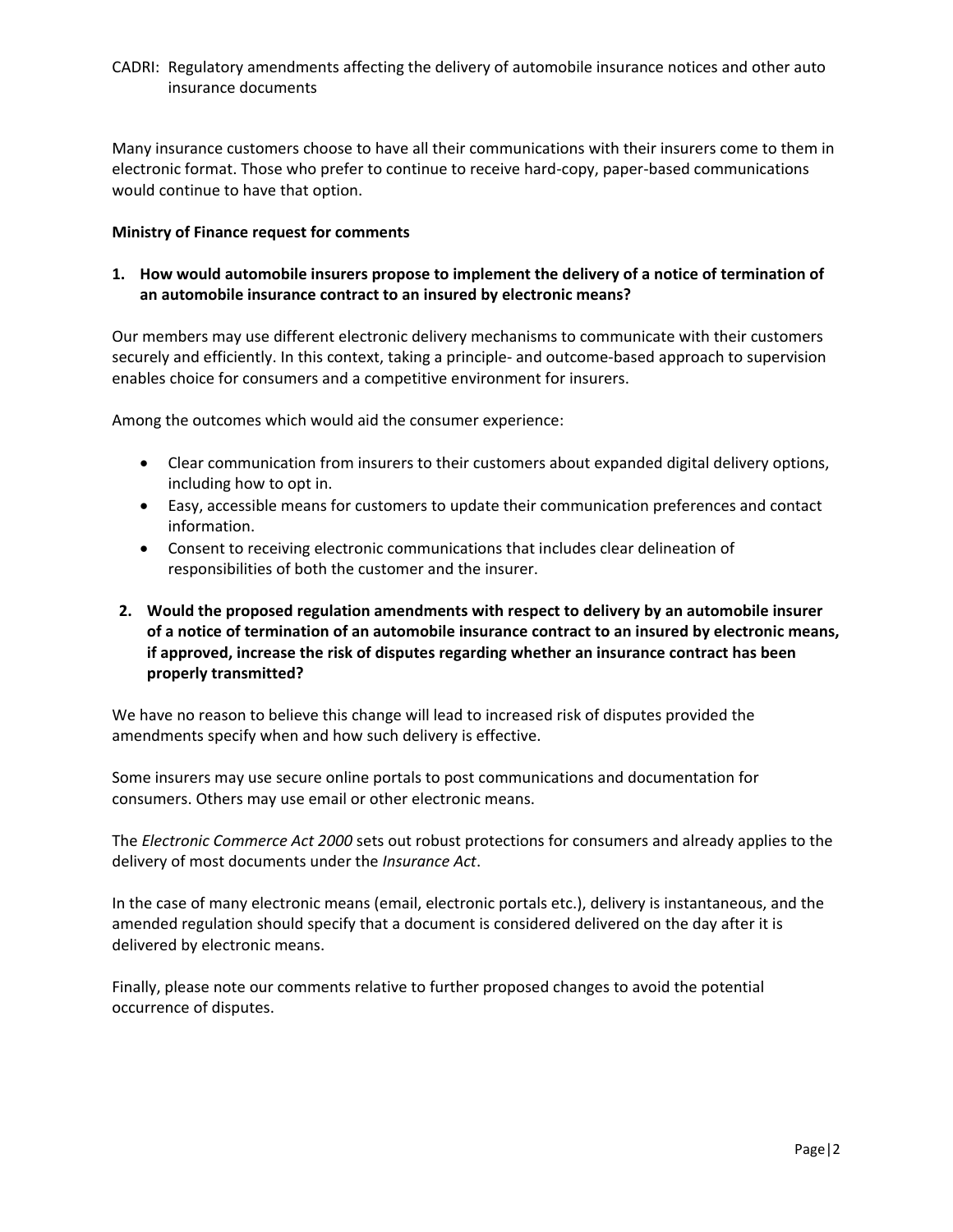CADRI: Regulatory amendments affecting the delivery of automobile insurance notices and other auto insurance documents

Many insurance customers choose to have all their communications with their insurers come to them in electronic format. Those who prefer to continue to receive hard-copy, paper-based communications would continue to have that option.

**Ministry of Finance request for comments**

**1. How would automobile insurers propose to implement the delivery of a notice of termination of an automobile insurance contract to an insured by electronic means?**

Our members may use different electronic delivery mechanisms to communicate with their customers securely and efficiently. In this context, taking a principle- and outcome-based approach to supervision enables choice for consumers and a competitive environment for insurers.

Among the outcomes which would aid the consumer experience:

- Clear communication from insurers to their customers about expanded digital delivery options, including how to opt in.
- Easy, accessible means for customers to update their communication preferences and contact information.
- Consent to receiving electronic communications that includes clear delineation of responsibilities of both the customer and the insurer.

**2. Would the proposed regulation amendments with respect to delivery by an automobile insurer of a notice of termination of an automobile insurance contract to an insured by electronic means, if approved, increase the risk of disputes regarding whether an insurance contract has been properly transmitted?**

We have no reason to believe this change will lead to increased risk of disputes provided the amendments specify when and how such delivery is effective.

Some insurers may use secure online portals to post communications and documentation for consumers. Others may use email or other electronic means.

The *Electronic Commerce Act 2000* sets out robust protections for consumers and already applies to the delivery of most documents under the *Insurance Act*.

In the case of many electronic means (email, electronic portals etc.), delivery is instantaneous, and the amended regulation should specify that a document is considered delivered on the day after it is delivered by electronic means.

Finally, please note our comments relative to further proposed changes to avoid the potential occurrence of disputes.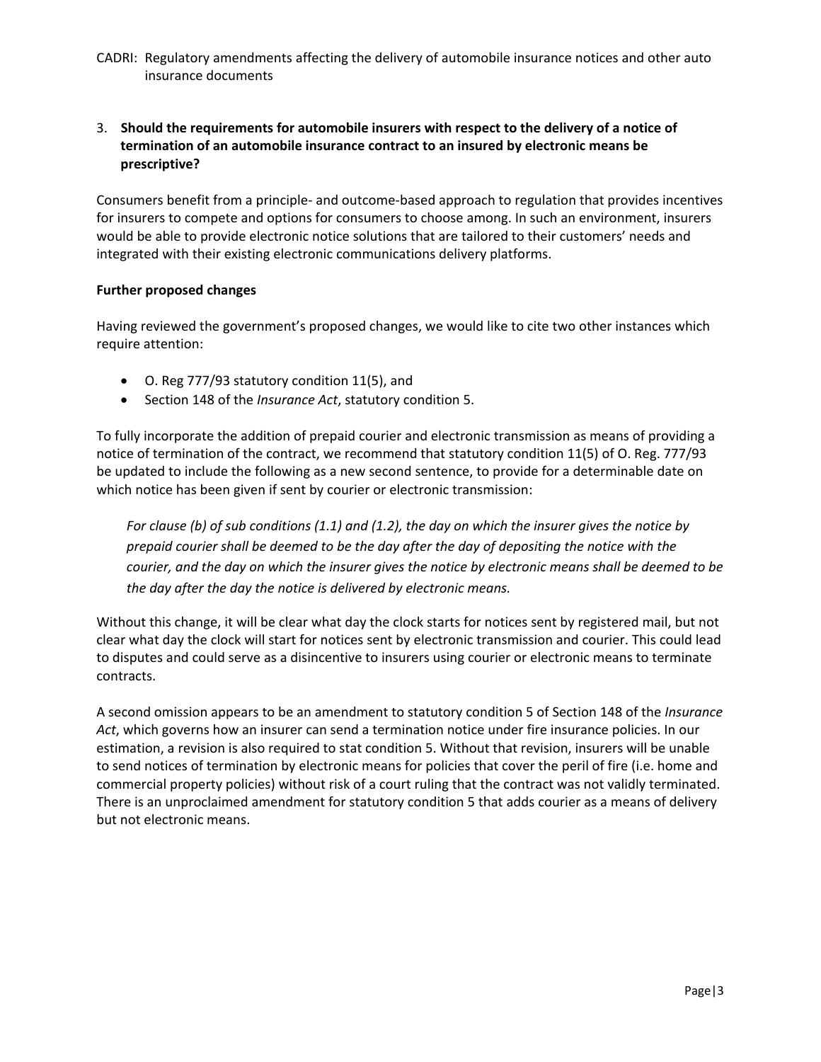3. **Should the requirements for automobile insurers with respect to the delivery of a notice of termination of an automobile insurance contract to an insured by electronic means be prescriptive?**

Consumers benefit from a principle- and outcome-based approach to regulation that provides incentives for insurers to compete and options for consumers to choose among. In such an environment, insurers would be able to provide electronic notice solutions that are tailored to their customers' needs and integrated with their existing electronic communications delivery platforms.

**Further proposed changes**

Having reviewed the government's proposed changes, we would like to cite two other instances which require attention:

- O. Reg 777/93 statutory condition 11(5), and
- Section 148 of the *Insurance Act*, statutory condition 5.

To fully incorporate the addition of prepaid courier and electronic transmission as means of providing a notice of termination of the contract, we recommend that statutory condition 11(5) of O. Reg. 777/93 be updated to include the following as a new second sentence, to provide for a determinable date on which notice has been given if sent by courier or electronic transmission:

> *For clause (b) of sub conditions (1.1) and (1.2), the day on which the insurer gives the notice by prepaid courier shall be deemed to be the day after the day of depositing the notice with the courier, and the day on which the insurer gives the notice by electronic means shall be deemed to be the day after the day the notice is delivered by electronic means.*

Without this change, it will be clear what day the clock starts for notices sent by registered mail, but not clear what day the clock will start for notices sent by electronic transmission and courier. This could lead to disputes and could serve as a disincentive to insurers using courier or electronic means to terminate contracts.

A second omission appears to be an amendment to statutory condition 5 of Section 148 of the *Insurance Act*, which governs how an insurer can send a termination notice under fire insurance policies. In our estimation, a revision is also required to stat condition 5. Without that revision, insurers will be unable to send notices of termination by electronic means for policies that cover the peril of fire (i.e. home and commercial property policies) without risk of a court ruling that the contract was not validly terminated. There is an unproclaimed amendment for statutory condition 5 that adds courier as a means of delivery but not electronic means.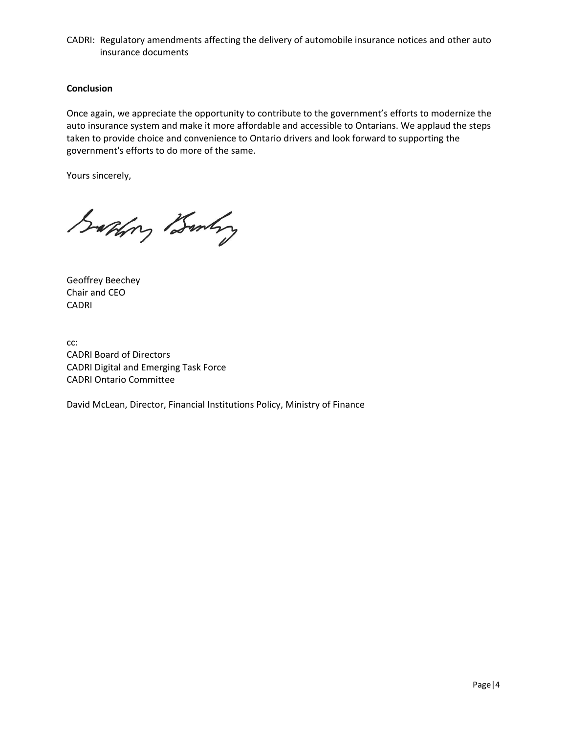CADRI: Regulatory amendments affecting the delivery of automobile insurance notices and other auto insurance documents

**Conclusion**

Once again, we appreciate the opportunity to contribute to the government's efforts to modernize the auto insurance system and make it more affordable and accessible to Ontarians. We applaud the steps taken to provide choice and convenience to Ontario drivers and look forward to supporting the government's efforts to do more of the same.

Yours sincerely,

Geoffrey Beechey
Chair and CEO
CADRI

cc:
CADRI Board of Directors
CADRI Digital and Emerging Task Force
CADRI Ontario Committee

David McLean, Director, Financial Institutions Policy, Ministry of Finance